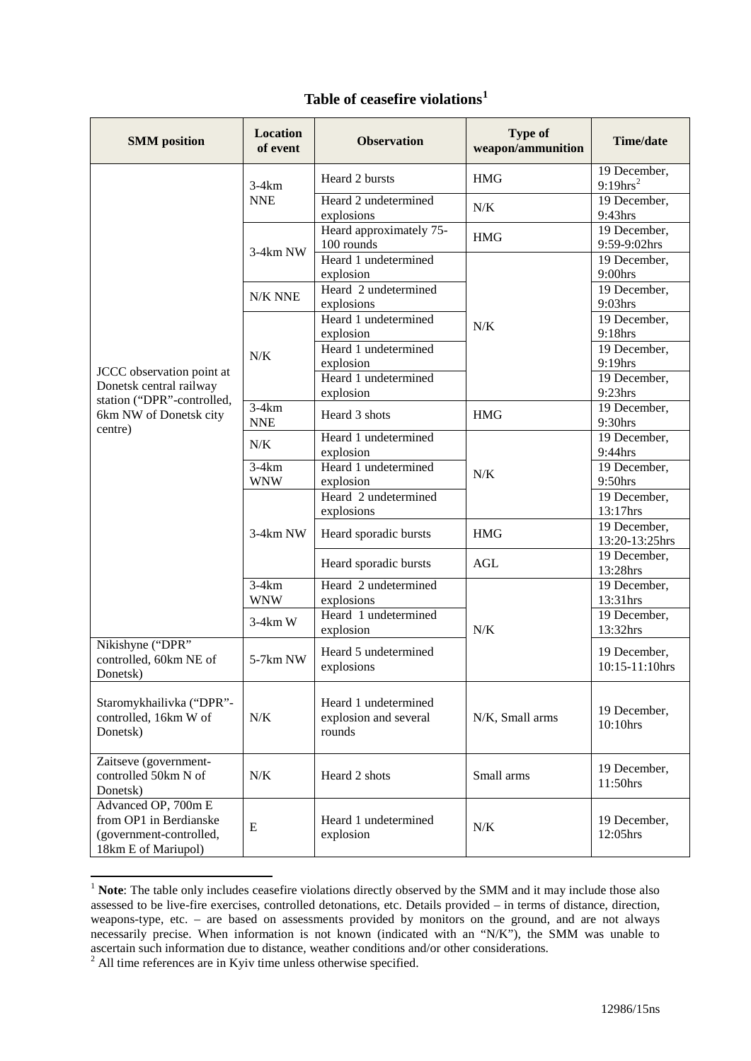## Table of ceasefire violations[1]

| SMM position | Location of event | Observation | Type of weapon/ammunition | Time/date |
|---|---|---|---|---|
| JCCC observation point at Donetsk central railway station ("DPR"-controlled, 6km NW of Donetsk city centre) | 3-4km NNE | Heard 2 bursts | HMG | 19 December, 9:19hrs[2] |
| | 3-4km NNE | Heard 2 undetermined explosions | N/K | 19 December, 9:43hrs |
| | 3-4km NW | Heard approximately 75-100 rounds | HMG | 19 December, 9:59-9:02hrs |
| | 3-4km NW | Heard 1 undetermined explosion | N/K | 19 December, 9:00hrs |
| | N/K NNE | Heard 2 undetermined explosions | N/K | 19 December, 9:03hrs |
| | N/K | Heard 1 undetermined explosion | N/K | 19 December, 9:18hrs |
| | N/K | Heard 1 undetermined explosion | N/K | 19 December, 9:19hrs |
| | N/K | Heard 1 undetermined explosion | N/K | 19 December, 9:23hrs |
| | 3-4km NNE | Heard 3 shots | HMG | 19 December, 9:30hrs |
| | N/K | Heard 1 undetermined explosion | N/K | 19 December, 9:44hrs |
| | 3-4km WNW | Heard 1 undetermined explosion | N/K | 19 December, 9:50hrs |
| | 3-4km NW | Heard 2 undetermined explosions | N/K | 19 December, 13:17hrs |
| | 3-4km NW | Heard sporadic bursts | HMG | 19 December, 13:20-13:25hrs |
| | 3-4km NW | Heard sporadic bursts | AGL | 19 December, 13:28hrs |
| | 3-4km WNW | Heard 2 undetermined explosions | N/K | 19 December, 13:31hrs |
| | 3-4km W | Heard 1 undetermined explosion | N/K | 19 December, 13:32hrs |
| Nikishyne ("DPR" controlled, 60km NE of Donetsk) | 5-7km NW | Heard 5 undetermined explosions | N/K | 19 December, 10:15-11:10hrs |
| Staromykhailivka ("DPR"-controlled, 16km W of Donetsk) | N/K | Heard 1 undetermined explosion and several rounds | N/K, Small arms | 19 December, 10:10hrs |
| Zaitseve (government-controlled 50km N of Donetsk) | N/K | Heard 2 shots | Small arms | 19 December, 11:50hrs |
| Advanced OP, 700m E from OP1 in Berdianske (government-controlled, 18km E of Mariupol) | E | Heard 1 undetermined explosion | N/K | 19 December, 12:05hrs |

[1] **Note**: The table only includes ceasefire violations directly observed by the SMM and it may include those also assessed to be live-fire exercises, controlled detonations, etc. Details provided – in terms of distance, direction, weapons-type, etc. – are based on assessments provided by monitors on the ground, and are not always necessarily precise. When information is not known (indicated with an "N/K"), the SMM was unable to ascertain such information due to distance, weather conditions and/or other considerations.

[2] All time references are in Kyiv time unless otherwise specified.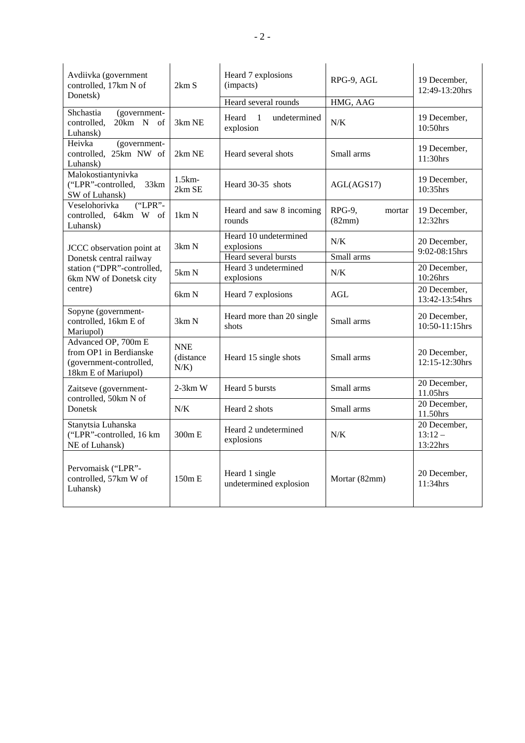| | | | | |
|---|---|---|---|---|
| Avdiivka (government controlled, 17km N of Donetsk) | 2km S | Heard 7 explosions (impacts) | RPG-9, AGL | 19 December, 12:49-13:20hrs |
| | | Heard several rounds | HMG, AAG | |
| Shchastia (government-controlled, 20km N of Luhansk) | 3km NE | Heard 1 undetermined explosion | N/K | 19 December, 10:50hrs |
| Heivka (government-controlled, 25km NW of Luhansk) | 2km NE | Heard several shots | Small arms | 19 December, 11:30hrs |
| Malokostiantynivka ("LPR"-controlled, 33km SW of Luhansk) | 1.5km-2km SE | Heard 30-35 shots | AGL(AGS17) | 19 December, 10:35hrs |
| Veselohorivka ("LPR"-controlled, 64km W of Luhansk) | 1km N | Heard and saw 8 incoming rounds | RPG-9, mortar (82mm) | 19 December, 12:32hrs |
| JCCC observation point at Donetsk central railway station ("DPR"-controlled, 6km NW of Donetsk city centre) | 3km N | Heard 10 undetermined explosions | N/K | 20 December, 9:02-08:15hrs |
| | | Heard several bursts | Small arms | |
| | 5km N | Heard 3 undetermined explosions | N/K | 20 December, 10:26hrs |
| | 6km N | Heard 7 explosions | AGL | 20 December, 13:42-13:54hrs |
| Sopyne (government-controlled, 16km E of Mariupol) | 3km N | Heard more than 20 single shots | Small arms | 20 December, 10:50-11:15hrs |
| Advanced OP, 700m E from OP1 in Berdianske (government-controlled, 18km E of Mariupol) | NNE (distance N/K) | Heard 15 single shots | Small arms | 20 December, 12:15-12:30hrs |
| Zaitseve (government-controlled, 50km N of Donetsk | 2-3km W | Heard 5 bursts | Small arms | 20 December, 11.05hrs |
| | N/K | Heard 2 shots | Small arms | 20 December, 11.50hrs |
| Stanytsia Luhanska ("LPR"-controlled, 16 km NE of Luhansk) | 300m E | Heard 2 undetermined explosions | N/K | 20 December, 13:12 – 13:22hrs |
| Pervomaisk ("LPR"-controlled, 57km W of Luhansk) | 150m E | Heard 1 single undetermined explosion | Mortar (82mm) | 20 December, 11:34hrs |